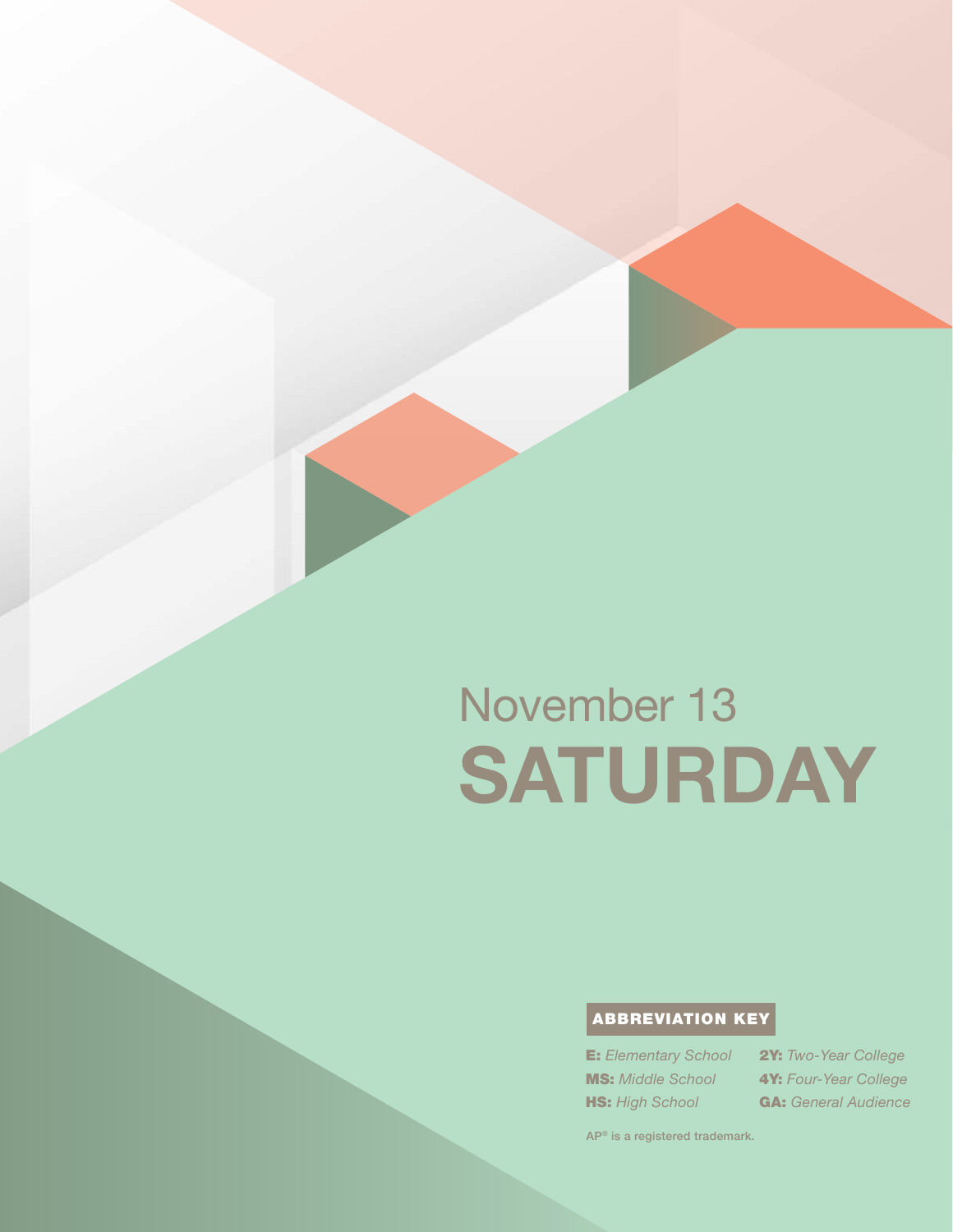# November 13
# SATURDAY

## ABBREVIATION KEY

**E:** *Elementary School*
**MS:** *Middle School*
**HS:** *High School*
**2Y:** *Two-Year College*
**4Y:** *Four-Year College*
**GA:** *General Audience*

AP® is a registered trademark.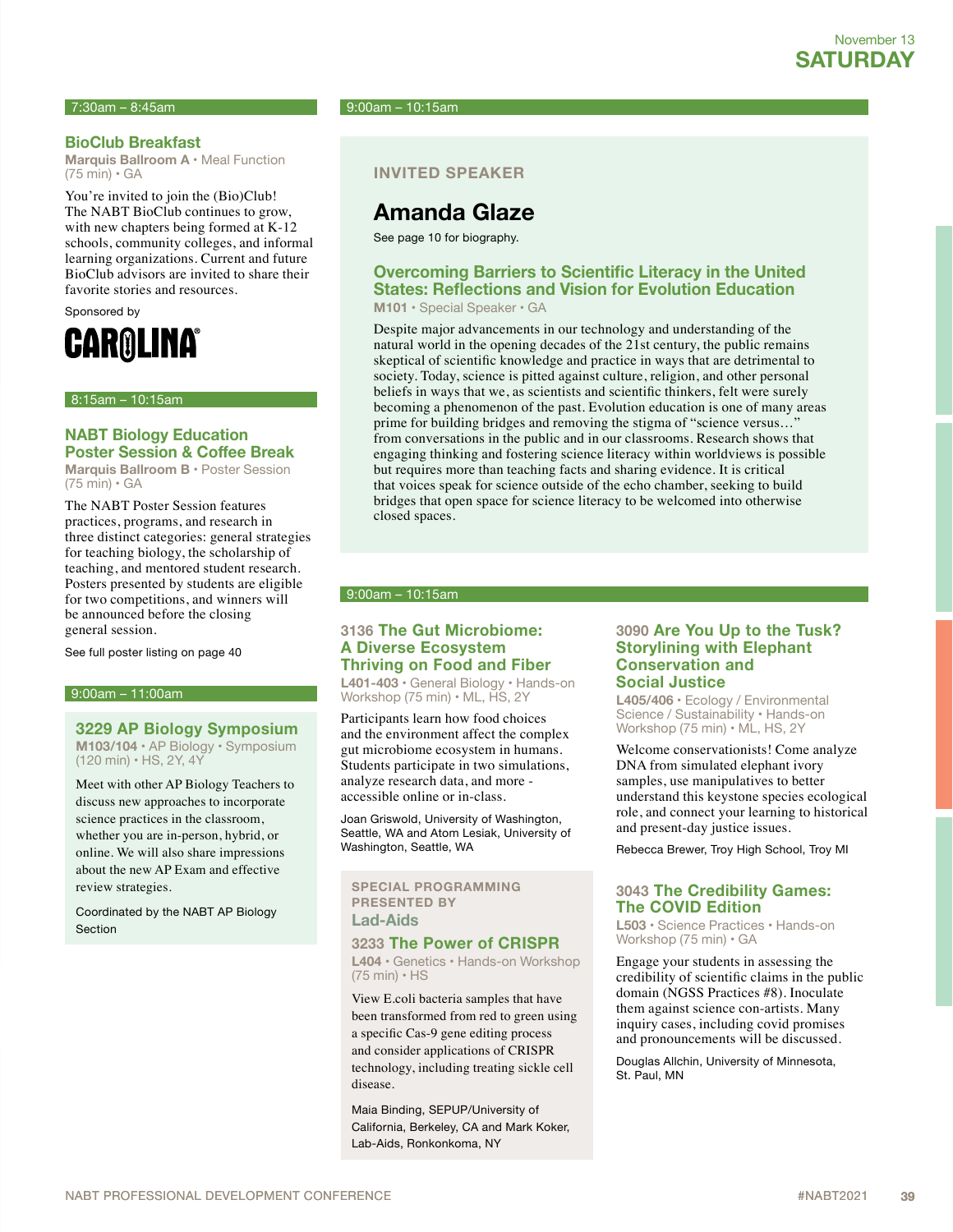November 13
## SATURDAY

### 7:30am – 8:45am

#### BioClub Breakfast
**Marquis Ballroom A** • Meal Function (75 min) • GA

You're invited to join the (Bio)Club! The NABT BioClub continues to grow, with new chapters being formed at K-12 schools, community colleges, and informal learning organizations. Current and future BioClub advisors are invited to share their favorite stories and resources.

Sponsored by

CAROLINA

### 8:15am – 10:15am

#### NABT Biology Education Poster Session & Coffee Break
**Marquis Ballroom B** • Poster Session (75 min) • GA

The NABT Poster Session features practices, programs, and research in three distinct categories: general strategies for teaching biology, the scholarship of teaching, and mentored student research. Posters presented by students are eligible for two competitions, and winners will be announced before the closing general session.

See full poster listing on page 40

### 9:00am – 11:00am

#### 3229 AP Biology Symposium
**M103/104** • AP Biology • Symposium (120 min) • HS, 2Y, 4Y

Meet with other AP Biology Teachers to discuss new approaches to incorporate science practices in the classroom, whether you are in-person, hybrid, or online. We will also share impressions about the new AP Exam and effective review strategies.

Coordinated by the NABT AP Biology Section

### 9:00am – 10:15am

INVITED SPEAKER

#### Amanda Glaze

See page 10 for biography.

#### Overcoming Barriers to Scientific Literacy in the United States: Reflections and Vision for Evolution Education
**M101** • Special Speaker • GA

Despite major advancements in our technology and understanding of the natural world in the opening decades of the 21st century, the public remains skeptical of scientific knowledge and practice in ways that are detrimental to society. Today, science is pitted against culture, religion, and other personal beliefs in ways that we, as scientists and scientific thinkers, felt were surely becoming a phenomenon of the past. Evolution education is one of many areas prime for building bridges and removing the stigma of "science versus…" from conversations in the public and in our classrooms. Research shows that engaging thinking and fostering science literacy within worldviews is possible but requires more than teaching facts and sharing evidence. It is critical that voices speak for science outside of the echo chamber, seeking to build bridges that open space for science literacy to be welcomed into otherwise closed spaces.

### 9:00am – 10:15am

#### 3136 The Gut Microbiome: A Diverse Ecosystem Thriving on Food and Fiber
**L401-403** • General Biology • Hands-on Workshop (75 min) • ML, HS, 2Y

Participants learn how food choices and the environment affect the complex gut microbiome ecosystem in humans. Students participate in two simulations, analyze research data, and more - accessible online or in-class.

Joan Griswold, University of Washington, Seattle, WA and Atom Lesiak, University of Washington, Seattle, WA

SPECIAL PROGRAMMING PRESENTED BY
**Lad-Aids**

#### 3233 The Power of CRISPR
**L404** • Genetics • Hands-on Workshop (75 min) • HS

View E.coli bacteria samples that have been transformed from red to green using a specific Cas-9 gene editing process and consider applications of CRISPR technology, including treating sickle cell disease.

Maia Binding, SEPUP/University of California, Berkeley, CA and Mark Koker, Lab-Aids, Ronkonkoma, NY

#### 3090 Are You Up to the Tusk? Storylining with Elephant Conservation and Social Justice
**L405/406** • Ecology / Environmental Science / Sustainability • Hands-on Workshop (75 min) • ML, HS, 2Y

Welcome conservationists! Come analyze DNA from simulated elephant ivory samples, use manipulatives to better understand this keystone species ecological role, and connect your learning to historical and present-day justice issues.

Rebecca Brewer, Troy High School, Troy MI

#### 3043 The Credibility Games: The COVID Edition
**L503** • Science Practices • Hands-on Workshop (75 min) • GA

Engage your students in assessing the credibility of scientific claims in the public domain (NGSS Practices #8). Inoculate them against science con-artists. Many inquiry cases, including covid promises and pronouncements will be discussed.

Douglas Allchin, University of Minnesota, St. Paul, MN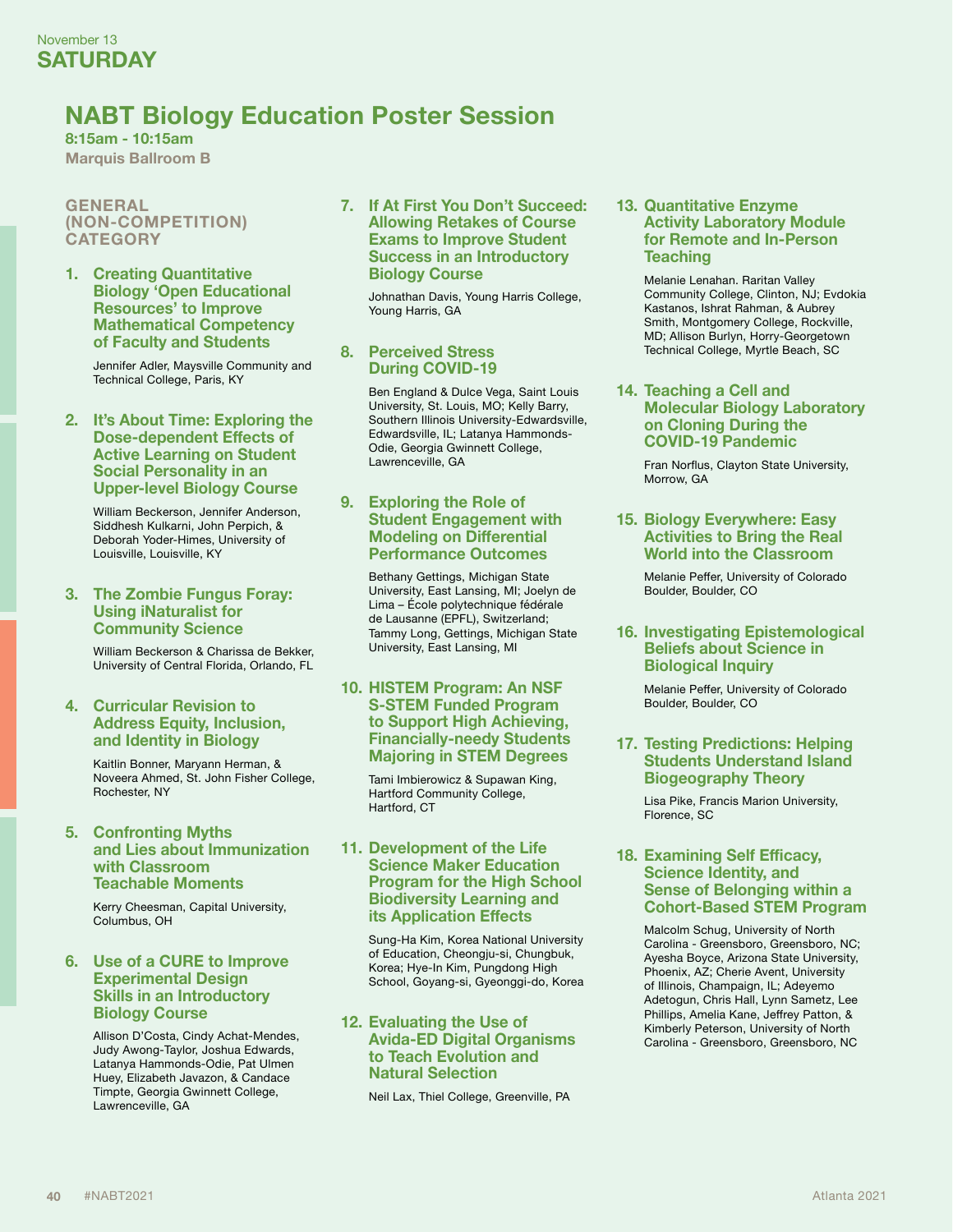November 13
**SATURDAY**

# NABT Biology Education Poster Session

**8:15am - 10:15am**
**Marquis Ballroom B**

## GENERAL (NON-COMPETITION) CATEGORY

**1. Creating Quantitative Biology 'Open Educational Resources' to Improve Mathematical Competency of Faculty and Students**

Jennifer Adler, Maysville Community and Technical College, Paris, KY

**2. It's About Time: Exploring the Dose-dependent Effects of Active Learning on Student Social Personality in an Upper-level Biology Course**

William Beckerson, Jennifer Anderson, Siddhesh Kulkarni, John Perpich, & Deborah Yoder-Himes, University of Louisville, Louisville, KY

**3. The Zombie Fungus Foray: Using iNaturalist for Community Science**

William Beckerson & Charissa de Bekker, University of Central Florida, Orlando, FL

**4. Curricular Revision to Address Equity, Inclusion, and Identity in Biology**

Kaitlin Bonner, Maryann Herman, & Noveera Ahmed, St. John Fisher College, Rochester, NY

**5. Confronting Myths and Lies about Immunization with Classroom Teachable Moments**

Kerry Cheesman, Capital University, Columbus, OH

**6. Use of a CURE to Improve Experimental Design Skills in an Introductory Biology Course**

Allison D'Costa, Cindy Achat-Mendes, Judy Awong-Taylor, Joshua Edwards, Latanya Hammonds-Odie, Pat Ulmen Huey, Elizabeth Javazon, & Candace Timpte, Georgia Gwinnett College, Lawrenceville, GA

**7. If At First You Don't Succeed: Allowing Retakes of Course Exams to Improve Student Success in an Introductory Biology Course**

Johnathan Davis, Young Harris College, Young Harris, GA

**8. Perceived Stress During COVID-19**

Ben England & Dulce Vega, Saint Louis University, St. Louis, MO; Kelly Barry, Southern Illinois University-Edwardsville, Edwardsville, IL; Latanya Hammonds-Odie, Georgia Gwinnett College, Lawrenceville, GA

**9. Exploring the Role of Student Engagement with Modeling on Differential Performance Outcomes**

Bethany Gettings, Michigan State University, East Lansing, MI; Joelyn de Lima – École polytechnique fédérale de Lausanne (EPFL), Switzerland; Tammy Long, Gettings, Michigan State University, East Lansing, MI

**10. HISTEM Program: An NSF S-STEM Funded Program to Support High Achieving, Financially-needy Students Majoring in STEM Degrees**

Tami Imbierowicz & Supawan King, Hartford Community College, Hartford, CT

**11. Development of the Life Science Maker Education Program for the High School Biodiversity Learning and its Application Effects**

Sung-Ha Kim, Korea National University of Education, Cheongju-si, Chungbuk, Korea; Hye-In Kim, Pungdong High School, Goyang-si, Gyeonggi-do, Korea

**12. Evaluating the Use of Avida-ED Digital Organisms to Teach Evolution and Natural Selection**

Neil Lax, Thiel College, Greenville, PA

**13. Quantitative Enzyme Activity Laboratory Module for Remote and In-Person Teaching**

Melanie Lenahan. Raritan Valley Community College, Clinton, NJ; Evdokia Kastanos, Ishrat Rahman, & Aubrey Smith, Montgomery College, Rockville, MD; Allison Burlyn, Horry-Georgetown Technical College, Myrtle Beach, SC

**14. Teaching a Cell and Molecular Biology Laboratory on Cloning During the COVID-19 Pandemic**

Fran Norflus, Clayton State University, Morrow, GA

**15. Biology Everywhere: Easy Activities to Bring the Real World into the Classroom**

Melanie Peffer, University of Colorado Boulder, Boulder, CO

**16. Investigating Epistemological Beliefs about Science in Biological Inquiry**

Melanie Peffer, University of Colorado Boulder, Boulder, CO

**17. Testing Predictions: Helping Students Understand Island Biogeography Theory**

Lisa Pike, Francis Marion University, Florence, SC

**18. Examining Self Efficacy, Science Identity, and Sense of Belonging within a Cohort-Based STEM Program**

Malcolm Schug, University of North Carolina - Greensboro, Greensboro, NC; Ayesha Boyce, Arizona State University, Phoenix, AZ; Cherie Avent, University of Illinois, Champaign, IL; Adeyemo Adetogun, Chris Hall, Lynn Sametz, Lee Phillips, Amelia Kane, Jeffrey Patton, & Kimberly Peterson, University of North Carolina - Greensboro, Greensboro, NC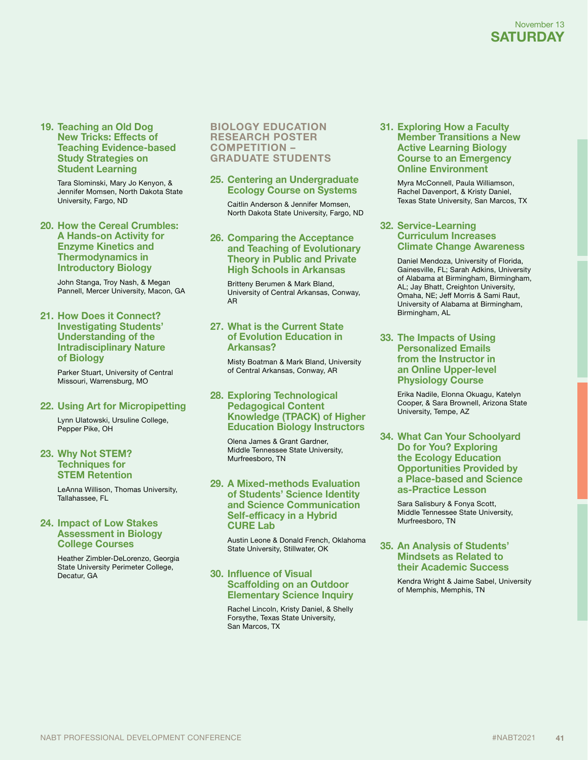### 19. Teaching an Old Dog New Tricks: Effects of Teaching Evidence-based Study Strategies on Student Learning

Tara Slominski, Mary Jo Kenyon, & Jennifer Momsen, North Dakota State University, Fargo, ND

### 20. How the Cereal Crumbles: A Hands-on Activity for Enzyme Kinetics and Thermodynamics in Introductory Biology

John Stanga, Troy Nash, & Megan Pannell, Mercer University, Macon, GA

### 21. How Does it Connect? Investigating Students' Understanding of the Intradisciplinary Nature of Biology

Parker Stuart, University of Central Missouri, Warrensburg, MO

### 22. Using Art for Micropipetting

Lynn Ulatowski, Ursuline College, Pepper Pike, OH

### 23. Why Not STEM? Techniques for STEM Retention

LeAnna Willison, Thomas University, Tallahassee, FL

### 24. Impact of Low Stakes Assessment in Biology College Courses

Heather Zimbler-DeLorenzo, Georgia State University Perimeter College, Decatur, GA

## BIOLOGY EDUCATION RESEARCH POSTER COMPETITION – GRADUATE STUDENTS

### 25. Centering an Undergraduate Ecology Course on Systems

Caitlin Anderson & Jennifer Momsen, North Dakota State University, Fargo, ND

### 26. Comparing the Acceptance and Teaching of Evolutionary Theory in Public and Private High Schools in Arkansas

Britteny Berumen & Mark Bland, University of Central Arkansas, Conway, AR

### 27. What is the Current State of Evolution Education in Arkansas?

Misty Boatman & Mark Bland, University of Central Arkansas, Conway, AR

### 28. Exploring Technological Pedagogical Content Knowledge (TPACK) of Higher Education Biology Instructors

Olena James & Grant Gardner, Middle Tennessee State University, Murfreesboro, TN

### 29. A Mixed-methods Evaluation of Students' Science Identity and Science Communication Self-efficacy in a Hybrid CURE Lab

Austin Leone & Donald French, Oklahoma State University, Stillwater, OK

### 30. Influence of Visual Scaffolding on an Outdoor Elementary Science Inquiry

Rachel Lincoln, Kristy Daniel, & Shelly Forsythe, Texas State University, San Marcos, TX

### 31. Exploring How a Faculty Member Transitions a New Active Learning Biology Course to an Emergency Online Environment

Myra McConnell, Paula Williamson, Rachel Davenport, & Kristy Daniel, Texas State University, San Marcos, TX

### 32. Service-Learning Curriculum Increases Climate Change Awareness

Daniel Mendoza, University of Florida, Gainesville, FL; Sarah Adkins, University of Alabama at Birmingham, Birmingham, AL; Jay Bhatt, Creighton University, Omaha, NE; Jeff Morris & Sami Raut, University of Alabama at Birmingham, Birmingham, AL

### 33. The Impacts of Using Personalized Emails from the Instructor in an Online Upper-level Physiology Course

Erika Nadile, Elonna Okuagu, Katelyn Cooper, & Sara Brownell, Arizona State University, Tempe, AZ

### 34. What Can Your Schoolyard Do for You? Exploring the Ecology Education Opportunities Provided by a Place-based and Science as-Practice Lesson

Sara Salisbury & Fonya Scott, Middle Tennessee State University, Murfreesboro, TN

### 35. An Analysis of Students' Mindsets as Related to their Academic Success

Kendra Wright & Jaime Sabel, University of Memphis, Memphis, TN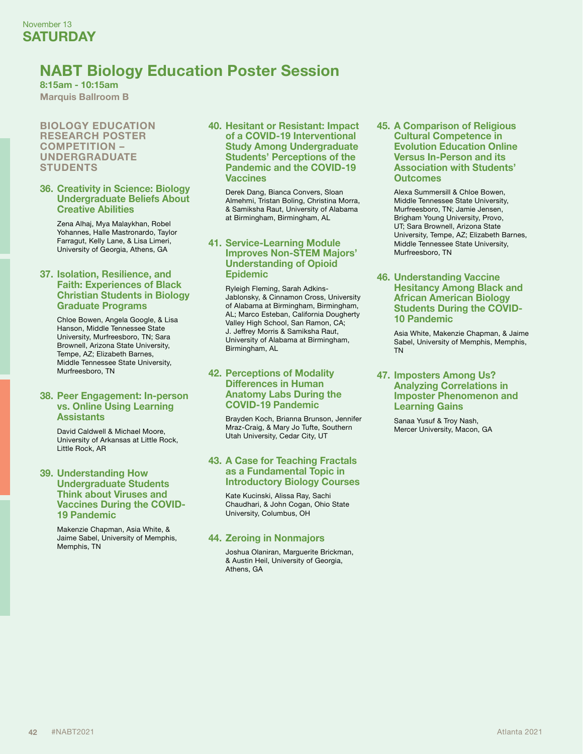November 13
**SATURDAY**

# NABT Biology Education Poster Session

**8:15am - 10:15am**
**Marquis Ballroom B**

## BIOLOGY EDUCATION RESEARCH POSTER COMPETITION – UNDERGRADUATE STUDENTS

### 36. Creativity in Science: Biology Undergraduate Beliefs About Creative Abilities

Zena Alhaj, Mya Malaykhan, Robel Yohannes, Halle Mastronardo, Taylor Farragut, Kelly Lane, & Lisa Limeri, University of Georgia, Athens, GA

### 37. Isolation, Resilience, and Faith: Experiences of Black Christian Students in Biology Graduate Programs

Chloe Bowen, Angela Google, & Lisa Hanson, Middle Tennessee State University, Murfreesboro, TN; Sara Brownell, Arizona State University, Tempe, AZ; Elizabeth Barnes, Middle Tennessee State University, Murfreesboro, TN

### 38. Peer Engagement: In-person vs. Online Using Learning Assistants

David Caldwell & Michael Moore, University of Arkansas at Little Rock, Little Rock, AR

### 39. Understanding How Undergraduate Students Think about Viruses and Vaccines During the COVID-19 Pandemic

Makenzie Chapman, Asia White, & Jaime Sabel, University of Memphis, Memphis, TN

### 40. Hesitant or Resistant: Impact of a COVID-19 Interventional Study Among Undergraduate Students' Perceptions of the Pandemic and the COVID-19 Vaccines

Derek Dang, Bianca Convers, Sloan Almehmi, Tristan Boling, Christina Morra, & Samiksha Raut, University of Alabama at Birmingham, Birmingham, AL

### 41. Service-Learning Module Improves Non-STEM Majors' Understanding of Opioid Epidemic

Ryleigh Fleming, Sarah Adkins-Jablonsky, & Cinnamon Cross, University of Alabama at Birmingham, Birmingham, AL; Marco Esteban, California Dougherty Valley High School, San Ramon, CA; J. Jeffrey Morris & Samiksha Raut, University of Alabama at Birmingham, Birmingham, AL

### 42. Perceptions of Modality Differences in Human Anatomy Labs During the COVID-19 Pandemic

Brayden Koch, Brianna Brunson, Jennifer Mraz-Craig, & Mary Jo Tufte, Southern Utah University, Cedar City, UT

### 43. A Case for Teaching Fractals as a Fundamental Topic in Introductory Biology Courses

Kate Kucinski, Alissa Ray, Sachi Chaudhari, & John Cogan, Ohio State University, Columbus, OH

### 44. Zeroing in Nonmajors

Joshua Olaniran, Marguerite Brickman, & Austin Heil, University of Georgia, Athens, GA

### 45. A Comparison of Religious Cultural Competence in Evolution Education Online Versus In-Person and its Association with Students' Outcomes

Alexa Summersill & Chloe Bowen, Middle Tennessee State University, Murfreesboro, TN; Jamie Jensen, Brigham Young University, Provo, UT; Sara Brownell, Arizona State University, Tempe, AZ; Elizabeth Barnes, Middle Tennessee State University, Murfreesboro, TN

### 46. Understanding Vaccine Hesitancy Among Black and African American Biology Students During the COVID-10 Pandemic

Asia White, Makenzie Chapman, & Jaime Sabel, University of Memphis, Memphis, TN

### 47. Imposters Among Us? Analyzing Correlations in Imposter Phenomenon and Learning Gains

Sanaa Yusuf & Troy Nash, Mercer University, Macon, GA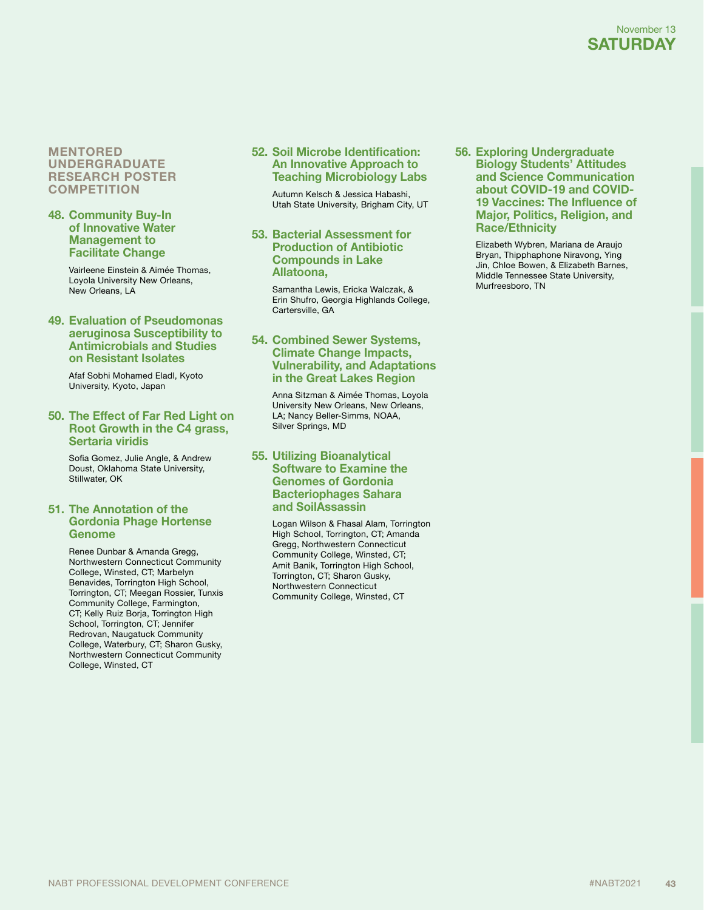## MENTORED UNDERGRADUATE RESEARCH POSTER COMPETITION

### 48. Community Buy-In of Innovative Water Management to Facilitate Change

Vairleene Einstein & Aimée Thomas, Loyola University New Orleans, New Orleans, LA

### 49. Evaluation of Pseudomonas aeruginosa Susceptibility to Antimicrobials and Studies on Resistant Isolates

Afaf Sobhi Mohamed Eladl, Kyoto University, Kyoto, Japan

### 50. The Effect of Far Red Light on Root Growth in the C4 grass, Sertaria viridis

Sofia Gomez, Julie Angle, & Andrew Doust, Oklahoma State University, Stillwater, OK

### 51. The Annotation of the Gordonia Phage Hortense Genome

Renee Dunbar & Amanda Gregg, Northwestern Connecticut Community College, Winsted, CT; Marbelyn Benavides, Torrington High School, Torrington, CT; Meegan Rossier, Tunxis Community College, Farmington, CT; Kelly Ruiz Borja, Torrington High School, Torrington, CT; Jennifer Redrovan, Naugatuck Community College, Waterbury, CT; Sharon Gusky, Northwestern Connecticut Community College, Winsted, CT

### 52. Soil Microbe Identification: An Innovative Approach to Teaching Microbiology Labs

Autumn Kelsch & Jessica Habashi, Utah State University, Brigham City, UT

### 53. Bacterial Assessment for Production of Antibiotic Compounds in Lake Allatoona,

Samantha Lewis, Ericka Walczak, & Erin Shufro, Georgia Highlands College, Cartersville, GA

### 54. Combined Sewer Systems, Climate Change Impacts, Vulnerability, and Adaptations in the Great Lakes Region

Anna Sitzman & Aimée Thomas, Loyola University New Orleans, New Orleans, LA; Nancy Beller-Simms, NOAA, Silver Springs, MD

### 55. Utilizing Bioanalytical Software to Examine the Genomes of Gordonia Bacteriophages Sahara and SoilAssassin

Logan Wilson & Fhasal Alam, Torrington High School, Torrington, CT; Amanda Gregg, Northwestern Connecticut Community College, Winsted, CT; Amit Banik, Torrington High School, Torrington, CT; Sharon Gusky, Northwestern Connecticut Community College, Winsted, CT

### 56. Exploring Undergraduate Biology Students' Attitudes and Science Communication about COVID-19 and COVID-19 Vaccines: The Influence of Major, Politics, Religion, and Race/Ethnicity

Elizabeth Wybren, Mariana de Araujo Bryan, Thipphaphone Niravong, Ying Jin, Chloe Bowen, & Elizabeth Barnes, Middle Tennessee State University, Murfreesboro, TN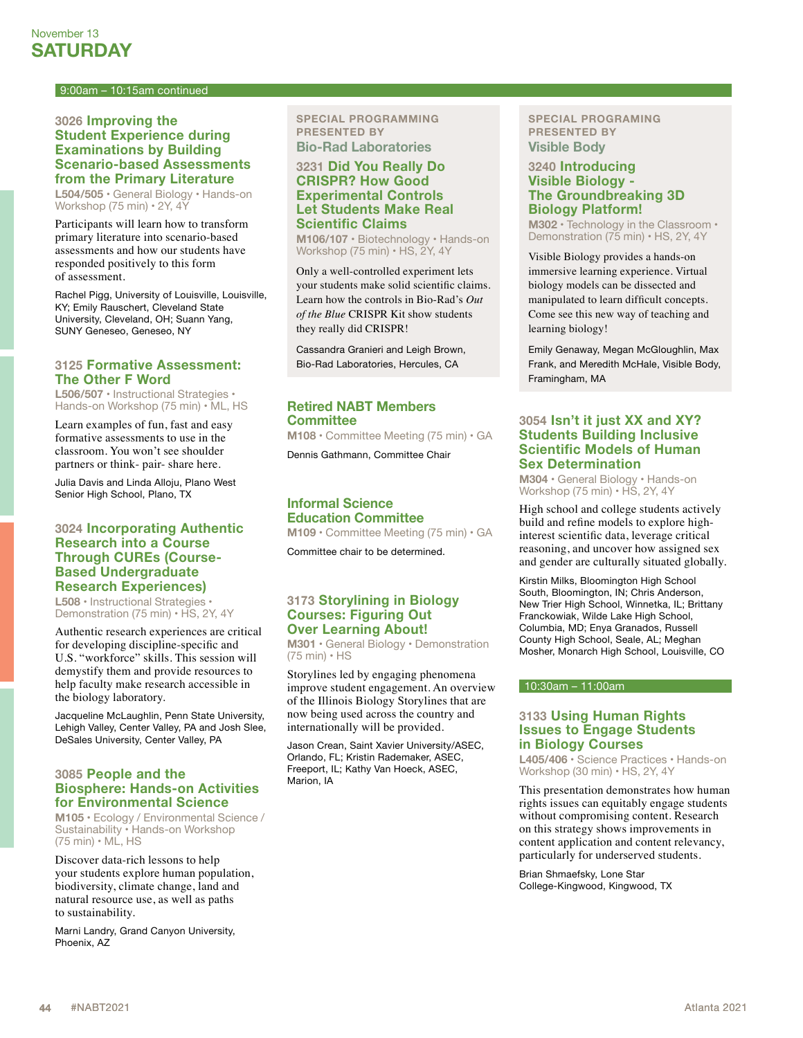November 13
# SATURDAY

## 9:00am – 10:15am continued

### 3026 Improving the Student Experience during Examinations by Building Scenario-based Assessments from the Primary Literature

**L504/505** • General Biology • Hands-on Workshop (75 min) • 2Y, 4Y

Participants will learn how to transform primary literature into scenario-based assessments and how our students have responded positively to this form of assessment.

Rachel Pigg, University of Louisville, Louisville, KY; Emily Rauschert, Cleveland State University, Cleveland, OH; Suann Yang, SUNY Geneseo, Geneseo, NY

### 3125 Formative Assessment: The Other F Word

**L506/507** • Instructional Strategies • Hands-on Workshop (75 min) • ML, HS

Learn examples of fun, fast and easy formative assessments to use in the classroom. You won't see shoulder partners or think- pair- share here.

Julia Davis and Linda Alloju, Plano West Senior High School, Plano, TX

### 3024 Incorporating Authentic Research into a Course Through CUREs (Course-Based Undergraduate Research Experiences)

**L508** • Instructional Strategies • Demonstration (75 min) • HS, 2Y, 4Y

Authentic research experiences are critical for developing discipline-specific and U.S. "workforce" skills. This session will demystify them and provide resources to help faculty make research accessible in the biology laboratory.

Jacqueline McLaughlin, Penn State University, Lehigh Valley, Center Valley, PA and Josh Slee, DeSales University, Center Valley, PA

### 3085 People and the Biosphere: Hands-on Activities for Environmental Science

**M105** • Ecology / Environmental Science / Sustainability • Hands-on Workshop (75 min) • ML, HS

Discover data-rich lessons to help your students explore human population, biodiversity, climate change, land and natural resource use, as well as paths to sustainability.

Marni Landry, Grand Canyon University, Phoenix, AZ

SPECIAL PROGRAMMING PRESENTED BY
Bio-Rad Laboratories

### 3231 Did You Really Do CRISPR? How Good Experimental Controls Let Students Make Real Scientific Claims

**M106/107** • Biotechnology • Hands-on Workshop (75 min) • HS, 2Y, 4Y

Only a well-controlled experiment lets your students make solid scientific claims. Learn how the controls in Bio-Rad's *Out of the Blue* CRISPR Kit show students they really did CRISPR!

Cassandra Granieri and Leigh Brown, Bio-Rad Laboratories, Hercules, CA

### Retired NABT Members Committee

**M108** • Committee Meeting (75 min) • GA

Dennis Gathmann, Committee Chair

### Informal Science Education Committee

**M109** • Committee Meeting (75 min) • GA

Committee chair to be determined.

### 3173 Storylining in Biology Courses: Figuring Out Over Learning About!

**M301** • General Biology • Demonstration (75 min) • HS

Storylines led by engaging phenomena improve student engagement. An overview of the Illinois Biology Storylines that are now being used across the country and internationally will be provided.

Jason Crean, Saint Xavier University/ASEC, Orlando, FL; Kristin Rademaker, ASEC, Freeport, IL; Kathy Van Hoeck, ASEC, Marion, IA

SPECIAL PROGRAMING PRESENTED BY
Visible Body

### 3240 Introducing Visible Biology - The Groundbreaking 3D Biology Platform!

**M302** • Technology in the Classroom • Demonstration (75 min) • HS, 2Y, 4Y

Visible Biology provides a hands-on immersive learning experience. Virtual biology models can be dissected and manipulated to learn difficult concepts. Come see this new way of teaching and learning biology!

Emily Genaway, Megan McGloughlin, Max Frank, and Meredith McHale, Visible Body, Framingham, MA

### 3054 Isn't it just XX and XY? Students Building Inclusive Scientific Models of Human Sex Determination

**M304** • General Biology • Hands-on Workshop (75 min) • HS, 2Y, 4Y

High school and college students actively build and refine models to explore high-interest scientific data, leverage critical reasoning, and uncover how assigned sex and gender are culturally situated globally.

Kirstin Milks, Bloomington High School South, Bloomington, IN; Chris Anderson, New Trier High School, Winnetka, IL; Brittany Franckowiak, Wilde Lake High School, Columbia, MD; Enya Granados, Russell County High School, Seale, AL; Meghan Mosher, Monarch High School, Louisville, CO

## 10:30am – 11:00am

### 3133 Using Human Rights Issues to Engage Students in Biology Courses

**L405/406** • Science Practices • Hands-on Workshop (30 min) • HS, 2Y, 4Y

This presentation demonstrates how human rights issues can equitably engage students without compromising content. Research on this strategy shows improvements in content application and content relevancy, particularly for underserved students.

Brian Shmaefsky, Lone Star College-Kingwood, Kingwood, TX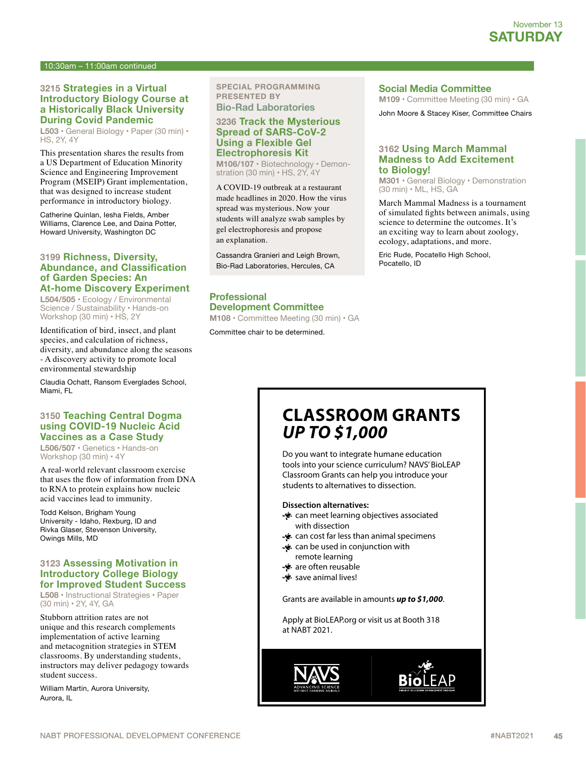November 13
**SATURDAY**

10:30am – 11:00am continued

### 3215 Strategies in a Virtual Introductory Biology Course at a Historically Black University During Covid Pandemic

**L503** • General Biology • Paper (30 min) • HS, 2Y, 4Y

This presentation shares the results from a US Department of Education Minority Science and Engineering Improvement Program (MSEIP) Grant implementation, that was designed to increase student performance in introductory biology.

Catherine Quinlan, Iesha Fields, Amber Williams, Clarence Lee, and Daina Potter, Howard University, Washington DC

### 3199 Richness, Diversity, Abundance, and Classification of Garden Species: An At-home Discovery Experiment

**L504/505** • Ecology / Environmental Science / Sustainability • Hands-on Workshop (30 min) • HS, 2Y

Identification of bird, insect, and plant species, and calculation of richness, diversity, and abundance along the seasons - A discovery activity to promote local environmental stewardship

Claudia Ochatt, Ransom Everglades School, Miami, FL

### 3150 Teaching Central Dogma using COVID-19 Nucleic Acid Vaccines as a Case Study

**L506/507** • Genetics • Hands-on Workshop (30 min) • 4Y

A real-world relevant classroom exercise that uses the flow of information from DNA to RNA to protein explains how nucleic acid vaccines lead to immunity.

Todd Kelson, Brigham Young University - Idaho, Rexburg, ID and Rivka Glaser, Stevenson University, Owings Mills, MD

### 3123 Assessing Motivation in Introductory College Biology for Improved Student Success

**L508** • Instructional Strategies • Paper (30 min) • 2Y, 4Y, GA

Stubborn attrition rates are not unique and this research complements implementation of active learning and metacognition strategies in STEM classrooms. By understanding students, instructors may deliver pedagogy towards student success.

William Martin, Aurora University, Aurora, IL

SPECIAL PROGRAMMING PRESENTED BY
**Bio-Rad Laboratories**

### 3236 Track the Mysterious Spread of SARS-CoV-2 Using a Flexible Gel Electrophoresis Kit

**M106/107** • Biotechnology • Demonstration (30 min) • HS, 2Y, 4Y

A COVID-19 outbreak at a restaurant made headlines in 2020. How the virus spread was mysterious. Now your students will analyze swab samples by gel electrophoresis and propose an explanation.

Cassandra Granieri and Leigh Brown, Bio-Rad Laboratories, Hercules, CA

### Professional Development Committee

**M108** • Committee Meeting (30 min) • GA

Committee chair to be determined.

### Social Media Committee

**M109** • Committee Meeting (30 min) • GA

John Moore & Stacey Kiser, Committee Chairs

### 3162 Using March Mammal Madness to Add Excitement to Biology!

**M301** • General Biology • Demonstration (30 min) • ML, HS, GA

March Mammal Madness is a tournament of simulated fights between animals, using science to determine the outcomes. It's an exciting way to learn about zoology, ecology, adaptations, and more.

Eric Rude, Pocatello High School, Pocatello, ID

## CLASSROOM GRANTS
## *UP TO $1,000*

Do you want to integrate humane education tools into your science curriculum? NAVS' BioLEAP Classroom Grants can help you introduce your students to alternatives to dissection.

**Dissection alternatives:**

- can meet learning objectives associated with dissection
- can cost far less than animal specimens
- can be used in conjunction with remote learning
- are often reusable
- save animal lives!

Grants are available in amounts ***up to $1,000***.

Apply at BioLEAP.org or visit us at Booth 318 at NABT 2021.

NAVS — ADVANCING SCIENCE WITHOUT HARMING ANIMALS

BioLEAP — BIOLOGY EDUCATION ADVANCEMENT PROGRAM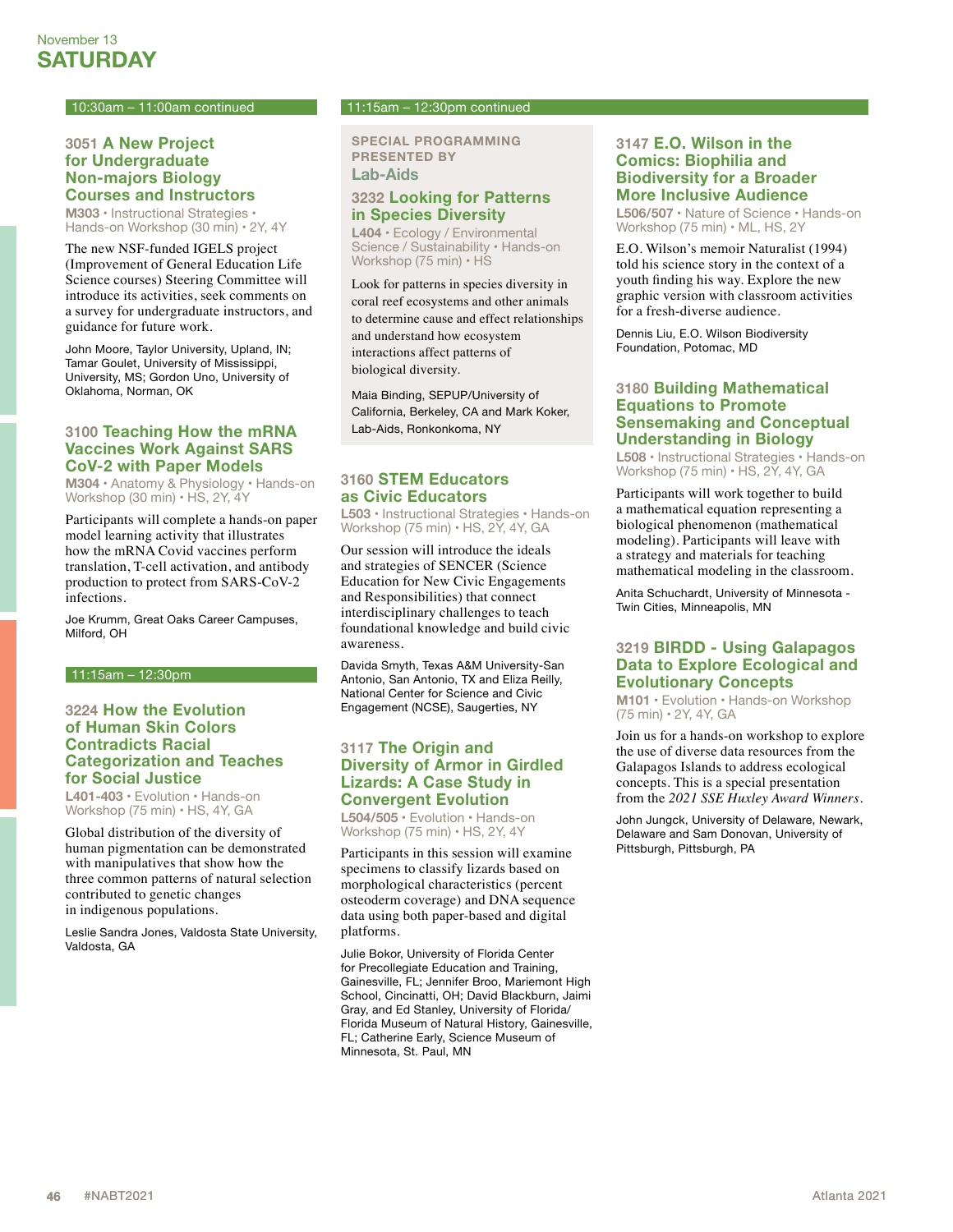# November 13
# SATURDAY

**10:30am – 11:00am continued**

### 3051 A New Project for Undergraduate Non-majors Biology Courses and Instructors

**M303** • Instructional Strategies • Hands-on Workshop (30 min) • 2Y, 4Y

The new NSF-funded IGELS project (Improvement of General Education Life Science courses) Steering Committee will introduce its activities, seek comments on a survey for undergraduate instructors, and guidance for future work.

John Moore, Taylor University, Upland, IN; Tamar Goulet, University of Mississippi, University, MS; Gordon Uno, University of Oklahoma, Norman, OK

### 3100 Teaching How the mRNA Vaccines Work Against SARS CoV-2 with Paper Models

**M304** • Anatomy & Physiology • Hands-on Workshop (30 min) • HS, 2Y, 4Y

Participants will complete a hands-on paper model learning activity that illustrates how the mRNA Covid vaccines perform translation, T-cell activation, and antibody production to protect from SARS-CoV-2 infections.

Joe Krumm, Great Oaks Career Campuses, Milford, OH

**11:15am – 12:30pm**

### 3224 How the Evolution of Human Skin Colors Contradicts Racial Categorization and Teaches for Social Justice

**L401-403** • Evolution • Hands-on Workshop (75 min) • HS, 4Y, GA

Global distribution of the diversity of human pigmentation can be demonstrated with manipulatives that show how the three common patterns of natural selection contributed to genetic changes in indigenous populations.

Leslie Sandra Jones, Valdosta State University, Valdosta, GA

**11:15am – 12:30pm continued**

**SPECIAL PROGRAMMING PRESENTED BY**
**Lab-Aids**

### 3232 Looking for Patterns in Species Diversity

**L404** • Ecology / Environmental Science / Sustainability • Hands-on Workshop (75 min) • HS

Look for patterns in species diversity in coral reef ecosystems and other animals to determine cause and effect relationships and understand how ecosystem interactions affect patterns of biological diversity.

Maia Binding, SEPUP/University of California, Berkeley, CA and Mark Koker, Lab-Aids, Ronkonkoma, NY

### 3160 STEM Educators as Civic Educators

**L503** • Instructional Strategies • Hands-on Workshop (75 min) • HS, 2Y, 4Y, GA

Our session will introduce the ideals and strategies of SENCER (Science Education for New Civic Engagements and Responsibilities) that connect interdisciplinary challenges to teach foundational knowledge and build civic awareness.

Davida Smyth, Texas A&M University-San Antonio, San Antonio, TX and Eliza Reilly, National Center for Science and Civic Engagement (NCSE), Saugerties, NY

### 3117 The Origin and Diversity of Armor in Girdled Lizards: A Case Study in Convergent Evolution

**L504/505** • Evolution • Hands-on Workshop (75 min) • HS, 2Y, 4Y

Participants in this session will examine specimens to classify lizards based on morphological characteristics (percent osteoderm coverage) and DNA sequence data using both paper-based and digital platforms.

Julie Bokor, University of Florida Center for Precollegiate Education and Training, Gainesville, FL; Jennifer Broo, Mariemont High School, Cincinnati, OH; David Blackburn, Jaimi Gray, and Ed Stanley, University of Florida/ Florida Museum of Natural History, Gainesville, FL; Catherine Early, Science Museum of Minnesota, St. Paul, MN

### 3147 E.O. Wilson in the Comics: Biophilia and Biodiversity for a Broader More Inclusive Audience

**L506/507** • Nature of Science • Hands-on Workshop (75 min) • ML, HS, 2Y

E.O. Wilson's memoir Naturalist (1994) told his science story in the context of a youth finding his way. Explore the new graphic version with classroom activities for a fresh-diverse audience.

Dennis Liu, E.O. Wilson Biodiversity Foundation, Potomac, MD

### 3180 Building Mathematical Equations to Promote Sensemaking and Conceptual Understanding in Biology

**L508** • Instructional Strategies • Hands-on Workshop (75 min) • HS, 2Y, 4Y, GA

Participants will work together to build a mathematical equation representing a biological phenomenon (mathematical modeling). Participants will leave with a strategy and materials for teaching mathematical modeling in the classroom.

Anita Schuchardt, University of Minnesota - Twin Cities, Minneapolis, MN

### 3219 BIRDD - Using Galapagos Data to Explore Ecological and Evolutionary Concepts

**M101** • Evolution • Hands-on Workshop (75 min) • 2Y, 4Y, GA

Join us for a hands-on workshop to explore the use of diverse data resources from the Galapagos Islands to address ecological concepts. This is a special presentation from the *2021 SSE Huxley Award Winners*.

John Jungck, University of Delaware, Newark, Delaware and Sam Donovan, University of Pittsburgh, Pittsburgh, PA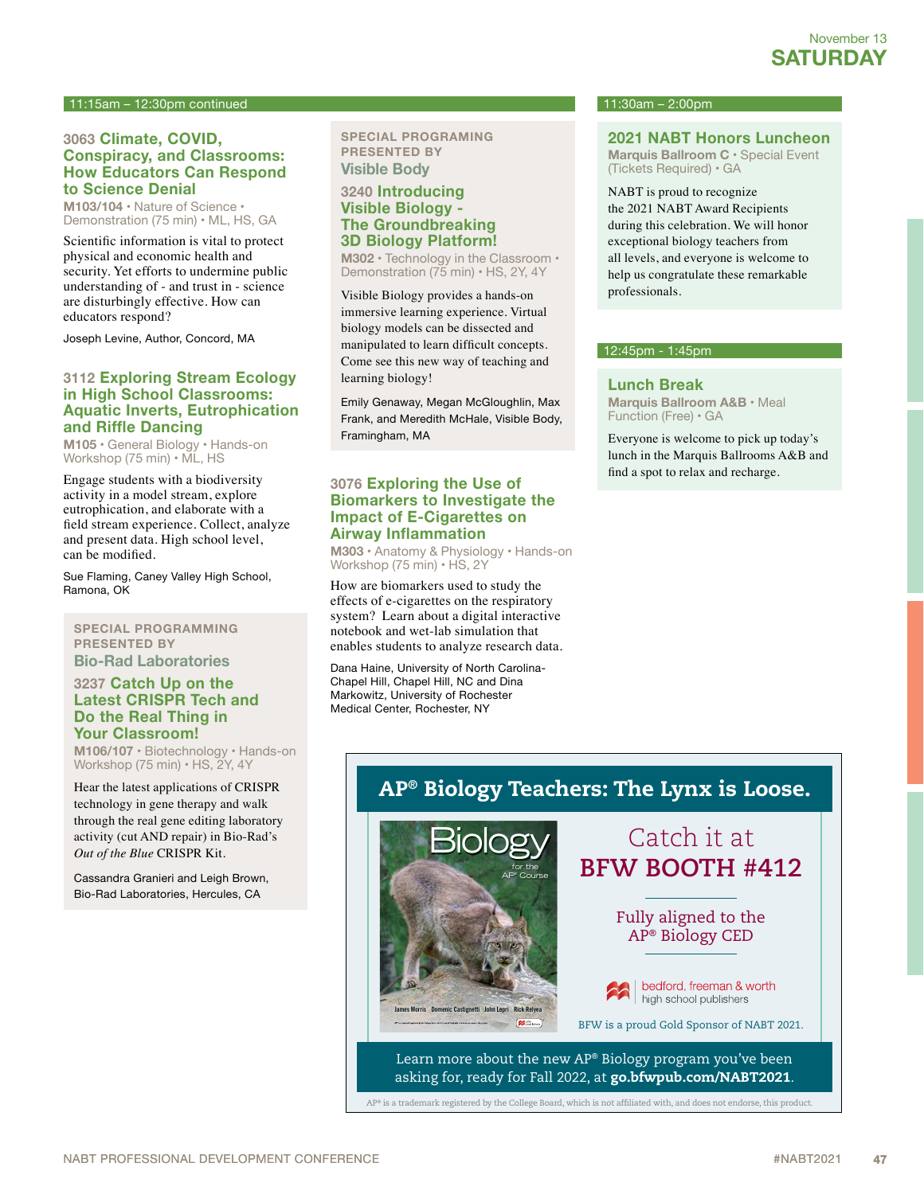November 13
**SATURDAY**

## 11:15am – 12:30pm continued

### 3063 Climate, COVID, Conspiracy, and Classrooms: How Educators Can Respond to Science Denial

**M103/104** • Nature of Science • Demonstration (75 min) • ML, HS, GA

Scientific information is vital to protect physical and economic health and security. Yet efforts to undermine public understanding of - and trust in - science are disturbingly effective. How can educators respond?

Joseph Levine, Author, Concord, MA

### 3112 Exploring Stream Ecology in High School Classrooms: Aquatic Inverts, Eutrophication and Riffle Dancing

**M105** • General Biology • Hands-on Workshop (75 min) • ML, HS

Engage students with a biodiversity activity in a model stream, explore eutrophication, and elaborate with a field stream experience. Collect, analyze and present data. High school level, can be modified.

Sue Flaming, Caney Valley High School, Ramona, OK

**SPECIAL PROGRAMMING PRESENTED BY**
**Bio-Rad Laboratories**

### 3237 Catch Up on the Latest CRISPR Tech and Do the Real Thing in Your Classroom!

**M106/107** • Biotechnology • Hands-on Workshop (75 min) • HS, 2Y, 4Y

Hear the latest applications of CRISPR technology in gene therapy and walk through the real gene editing laboratory activity (cut AND repair) in Bio-Rad's *Out of the Blue* CRISPR Kit.

Cassandra Granieri and Leigh Brown, Bio-Rad Laboratories, Hercules, CA

**SPECIAL PROGRAMING PRESENTED BY**
**Visible Body**

### 3240 Introducing Visible Biology - The Groundbreaking 3D Biology Platform!

**M302** • Technology in the Classroom • Demonstration (75 min) • HS, 2Y, 4Y

Visible Biology provides a hands-on immersive learning experience. Virtual biology models can be dissected and manipulated to learn difficult concepts. Come see this new way of teaching and learning biology!

Emily Genaway, Megan McGloughlin, Max Frank, and Meredith McHale, Visible Body, Framingham, MA

### 3076 Exploring the Use of Biomarkers to Investigate the Impact of E-Cigarettes on Airway Inflammation

**M303** • Anatomy & Physiology • Hands-on Workshop (75 min) • HS, 2Y

How are biomarkers used to study the effects of e-cigarettes on the respiratory system? Learn about a digital interactive notebook and wet-lab simulation that enables students to analyze research data.

Dana Haine, University of North Carolina-Chapel Hill, Chapel Hill, NC and Dina Markowitz, University of Rochester Medical Center, Rochester, NY

## 11:30am – 2:00pm

### 2021 NABT Honors Luncheon

**Marquis Ballroom C** • Special Event (Tickets Required) • GA

NABT is proud to recognize the 2021 NABT Award Recipients during this celebration. We will honor exceptional biology teachers from all levels, and everyone is welcome to help us congratulate these remarkable professionals.

## 12:45pm - 1:45pm

### Lunch Break

**Marquis Ballroom A&B** • Meal Function (Free) • GA

Everyone is welcome to pick up today's lunch in the Marquis Ballrooms A&B and find a spot to relax and recharge.

---

**AP® Biology Teachers: The Lynx is Loose.**

Biology for the AP® Course — James Morris, Domenic Castignetti, John Lepri, Rick Relyea

Catch it at **BFW BOOTH #412**

Fully aligned to the AP® Biology CED

bedford, freeman & worth high school publishers

BFW is a proud Gold Sponsor of NABT 2021.

Learn more about the new AP® Biology program you've been asking for, ready for Fall 2022, at **go.bfwpub.com/NABT2021**.

AP® is a trademark registered by the College Board, which is not affiliated with, and does not endorse, this product.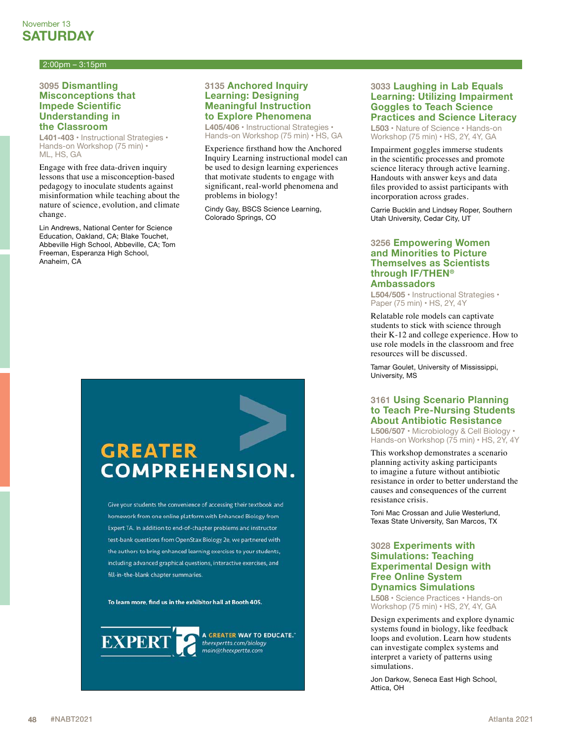November 13
# SATURDAY

## 2:00pm – 3:15pm

### 3095 Dismantling Misconceptions that Impede Scientific Understanding in the Classroom

L401-403 • Instructional Strategies • Hands-on Workshop (75 min) • ML, HS, GA

Engage with free data-driven inquiry lessons that use a misconception-based pedagogy to inoculate students against misinformation while teaching about the nature of science, evolution, and climate change.

Lin Andrews, National Center for Science Education, Oakland, CA; Blake Touchet, Abbeville High School, Abbeville, CA; Tom Freeman, Esperanza High School, Anaheim, CA

### 3135 Anchored Inquiry Learning: Designing Meaningful Instruction to Explore Phenomena

L405/406 • Instructional Strategies • Hands-on Workshop (75 min) • HS, GA

Experience firsthand how the Anchored Inquiry Learning instructional model can be used to design learning experiences that motivate students to engage with significant, real-world phenomena and problems in biology!

Cindy Gay, BSCS Science Learning, Colorado Springs, CO

**GREATER COMPREHENSION.**

Give your students the convenience of accessing their textbook and homework from one online platform with Enhanced Biology from Expert TA. In addition to end-of-chapter problems and instructor test-bank questions from OpenStax Biology 2e, we partnered with the authors to bring enhanced learning exercises to your students, including advanced graphical questions, interactive exercises, and fill-in-the-blank chapter summaries.

**To learn more, find us in the exhibitor hall at Booth 405.**

EXPERT ta — A GREATER WAY TO EDUCATE.™ theexpertta.com/biology main@theexpertta.com

### 3033 Laughing in Lab Equals Learning: Utilizing Impairment Goggles to Teach Science Practices and Science Literacy

L503 • Nature of Science • Hands-on Workshop (75 min) • HS, 2Y, 4Y, GA

Impairment goggles immerse students in the scientific processes and promote science literacy through active learning. Handouts with answer keys and data files provided to assist participants with incorporation across grades.

Carrie Bucklin and Lindsey Roper, Southern Utah University, Cedar City, UT

### 3256 Empowering Women and Minorities to Picture Themselves as Scientists through IF/THEN® Ambassadors

L504/505 • Instructional Strategies • Paper (75 min) • HS, 2Y, 4Y

Relatable role models can captivate students to stick with science through their K-12 and college experience. How to use role models in the classroom and free resources will be discussed.

Tamar Goulet, University of Mississippi, University, MS

### 3161 Using Scenario Planning to Teach Pre-Nursing Students About Antibiotic Resistance

L506/507 • Microbiology & Cell Biology • Hands-on Workshop (75 min) • HS, 2Y, 4Y

This workshop demonstrates a scenario planning activity asking participants to imagine a future without antibiotic resistance in order to better understand the causes and consequences of the current resistance crisis.

Toni Mac Crossan and Julie Westerlund, Texas State University, San Marcos, TX

### 3028 Experiments with Simulations: Teaching Experimental Design with Free Online System Dynamics Simulations

L508 • Science Practices • Hands-on Workshop (75 min) • HS, 2Y, 4Y, GA

Design experiments and explore dynamic systems found in biology, like feedback loops and evolution. Learn how students can investigate complex systems and interpret a variety of patterns using simulations.

Jon Darkow, Seneca East High School, Attica, OH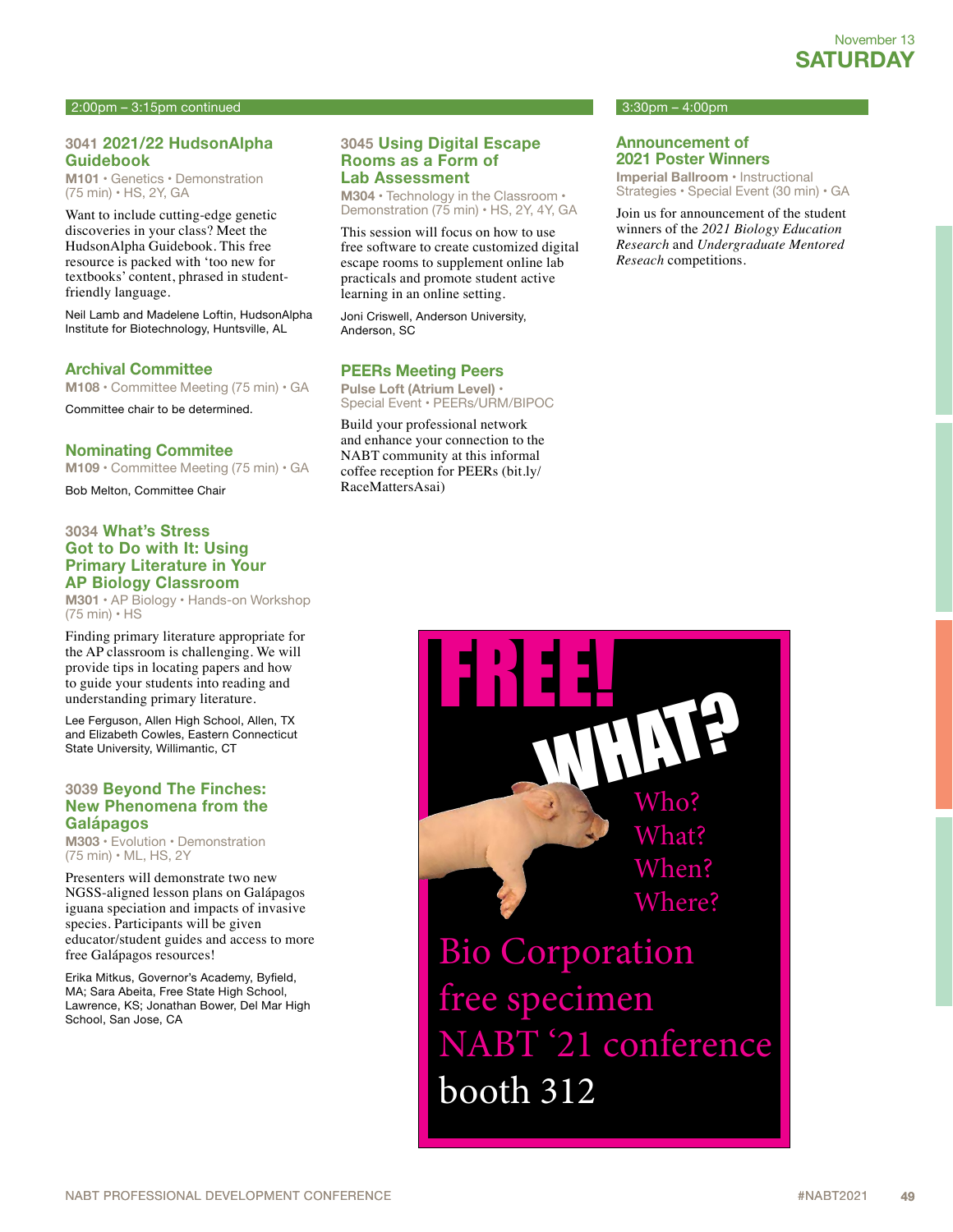## 2:00pm – 3:15pm continued

### 3041 2021/22 HudsonAlpha Guidebook

**M101** • Genetics • Demonstration (75 min) • HS, 2Y, GA

Want to include cutting-edge genetic discoveries in your class? Meet the HudsonAlpha Guidebook. This free resource is packed with 'too new for textbooks' content, phrased in student-friendly language.

Neil Lamb and Madelene Loftin, HudsonAlpha Institute for Biotechnology, Huntsville, AL

### Archival Committee

**M108** • Committee Meeting (75 min) • GA

Committee chair to be determined.

### Nominating Commitee

**M109** • Committee Meeting (75 min) • GA

Bob Melton, Committee Chair

### 3034 What's Stress Got to Do with It: Using Primary Literature in Your AP Biology Classroom

**M301** • AP Biology • Hands-on Workshop (75 min) • HS

Finding primary literature appropriate for the AP classroom is challenging. We will provide tips in locating papers and how to guide your students into reading and understanding primary literature.

Lee Ferguson, Allen High School, Allen, TX and Elizabeth Cowles, Eastern Connecticut State University, Willimantic, CT

### 3039 Beyond The Finches: New Phenomena from the Galápagos

**M303** • Evolution • Demonstration (75 min) • ML, HS, 2Y

Presenters will demonstrate two new NGSS-aligned lesson plans on Galápagos iguana speciation and impacts of invasive species. Participants will be given educator/student guides and access to more free Galápagos resources!

Erika Mitkus, Governor's Academy, Byfield, MA; Sara Abeita, Free State High School, Lawrence, KS; Jonathan Bower, Del Mar High School, San Jose, CA

### 3045 Using Digital Escape Rooms as a Form of Lab Assessment

**M304** • Technology in the Classroom • Demonstration (75 min) • HS, 2Y, 4Y, GA

This session will focus on how to use free software to create customized digital escape rooms to supplement online lab practicals and promote student active learning in an online setting.

Joni Criswell, Anderson University, Anderson, SC

### PEERs Meeting Peers

**Pulse Loft (Atrium Level)** • Special Event • PEERs/URM/BIPOC

Build your professional network and enhance your connection to the NABT community at this informal coffee reception for PEERs (bit.ly/RaceMattersAsai)

## 3:30pm – 4:00pm

### Announcement of 2021 Poster Winners

**Imperial Ballroom** • Instructional Strategies • Special Event (30 min) • GA

Join us for announcement of the student winners of the *2021 Biology Education Research* and *Undergraduate Mentored Reseach* competitions.

FREE! WHAT?

Who?
What?
When?
Where?

Bio Corporation free specimen NABT '21 conference booth 312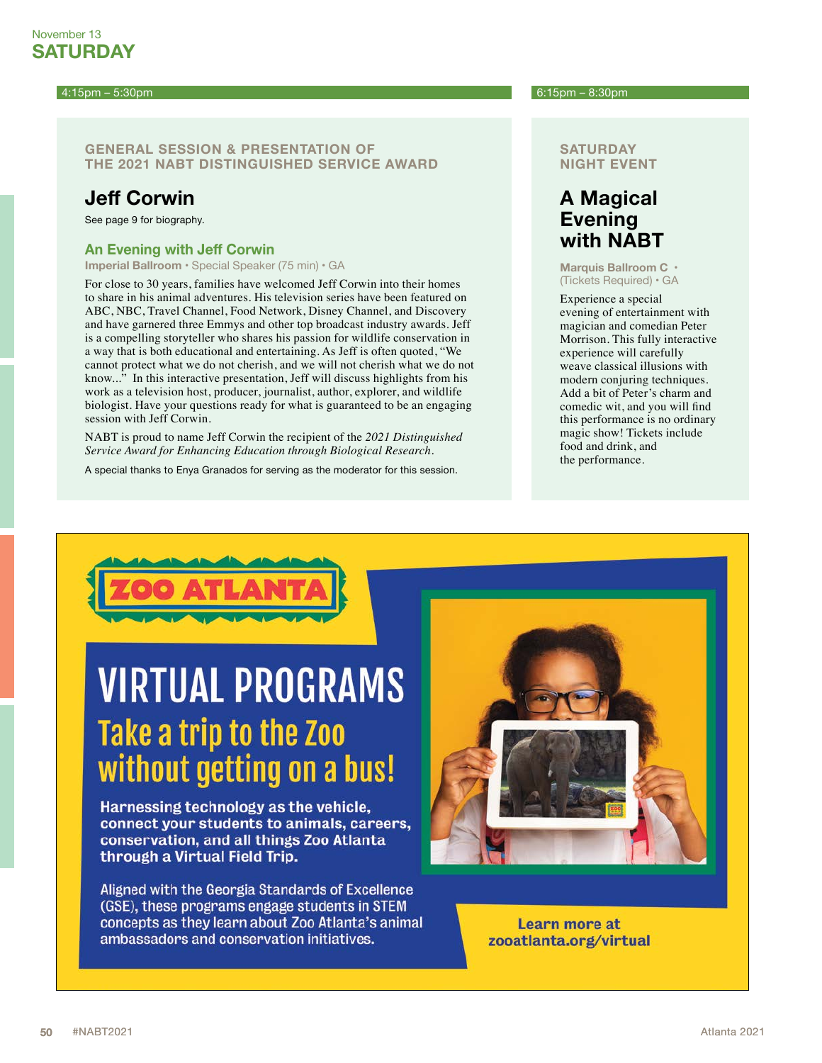November 13
# SATURDAY

4:15pm – 5:30pm

GENERAL SESSION & PRESENTATION OF THE 2021 NABT DISTINGUISHED SERVICE AWARD

## Jeff Corwin

See page 9 for biography.

### An Evening with Jeff Corwin

**Imperial Ballroom** • Special Speaker (75 min) • GA

For close to 30 years, families have welcomed Jeff Corwin into their homes to share in his animal adventures. His television series have been featured on ABC, NBC, Travel Channel, Food Network, Disney Channel, and Discovery and have garnered three Emmys and other top broadcast industry awards. Jeff is a compelling storyteller who shares his passion for wildlife conservation in a way that is both educational and entertaining. As Jeff is often quoted, "We cannot protect what we do not cherish, and we will not cherish what we do not know..." In this interactive presentation, Jeff will discuss highlights from his work as a television host, producer, journalist, author, explorer, and wildlife biologist. Have your questions ready for what is guaranteed to be an engaging session with Jeff Corwin.

NABT is proud to name Jeff Corwin the recipient of the *2021 Distinguished Service Award for Enhancing Education through Biological Research*.

A special thanks to Enya Granados for serving as the moderator for this session.

6:15pm – 8:30pm

SATURDAY NIGHT EVENT

## A Magical Evening with NABT

**Marquis Ballroom C** • (Tickets Required) • GA

Experience a special evening of entertainment with magician and comedian Peter Morrison. This fully interactive experience will carefully weave classical illusions with modern conjuring techniques. Add a bit of Peter's charm and comedic wit, and you will find this performance is no ordinary magic show! Tickets include food and drink, and the performance.

ZOO ATLANTA

# VIRTUAL PROGRAMS

## Take a trip to the Zoo without getting on a bus!

**Harnessing technology as the vehicle, connect your students to animals, careers, conservation, and all things Zoo Atlanta through a Virtual Field Trip.**

Aligned with the Georgia Standards of Excellence (GSE), these programs engage students in STEM concepts as they learn about Zoo Atlanta's animal ambassadors and conservation initiatives.

**Learn more at zooatlanta.org/virtual**